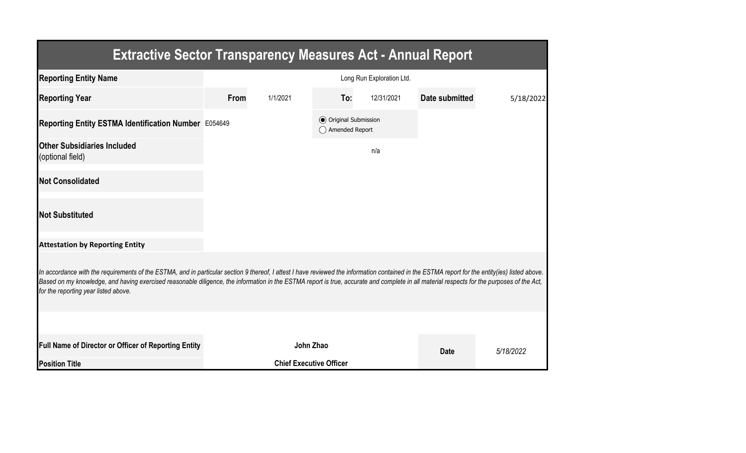# Extractive Sector Transparency Measures Act - Annual Report

| | | | | | | |
|---|---|---|---|---|---|---|
| **Reporting Entity Name** | Long Run Exploration Ltd. | | | | | |
| **Reporting Year** | **From** | 1/1/2021 | **To:** | 12/31/2021 | **Date submitted** | 5/18/2022 |
| **Reporting Entity ESTMA Identification Number** | E054649 | | ◉ Original Submission ◯ Amended Report | | | |
| **Other Subsidiaries Included** (optional field) | n/a | | | | | |
| **Not Consolidated** | | | | | | |
| **Not Substituted** | | | | | | |

**Attestation by Reporting Entity**

*In accordance with the requirements of the ESTMA, and in particular section 9 thereof, I attest I have reviewed the information contained in the ESTMA report for the entity(ies) listed above. Based on my knowledge, and having exercised reasonable diligence, the information in the ESTMA report is true, accurate and complete in all material respects for the purposes of the Act, for the reporting year listed above.*

| | | | |
|---|---|---|---|
| **Full Name of Director or Officer of Reporting Entity** | **John Zhao** | **Date** | *5/18/2022* |
| **Position Title** | **Chief Executive Officer** | | |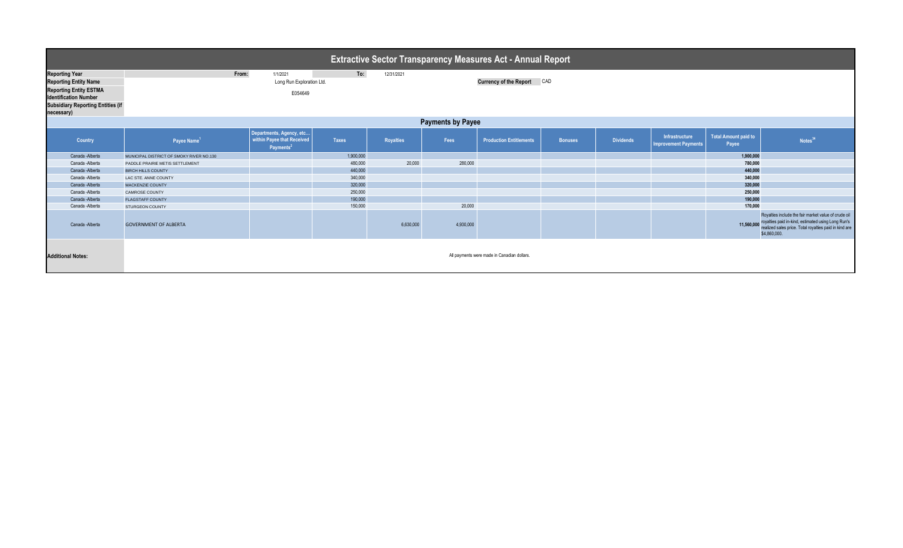# Extractive Sector Transparency Measures Act - Annual Report

| | | | | |
|---|---|---|---|---|
| **Reporting Year** | From: | 1/1/2021 | To: | 12/31/2021 |
| **Reporting Entity Name** | Long Run Exploration Ltd. | | **Currency of the Report** | CAD |
| **Reporting Entity ESTMA Identification Number** | E054649 | | | |
| **Subsidiary Reporting Entities (if necessary)** | | | | |

## Payments by Payee

| Country | Payee Name[1] | Departments, Agency, etc... within Payee that Received Payments[2] | Taxes | Royalties | Fees | Production Entitlements | Bonuses | Dividends | Infrastructure Improvement Payments | Total Amount paid to Payee | Notes[34] |
|---|---|---|---|---|---|---|---|---|---|---|---|
| Canada -Alberta | MUNICIPAL DISTRICT OF SMOKY RIVER NO.130 | | 1,900,000 | | | | | | | 1,900,000 | |
| Canada -Alberta | PADDLE PRAIRIE METIS SETTLEMENT | | 480,000 | 20,000 | 280,000 | | | | | 780,000 | |
| Canada -Alberta | BIRCH HILLS COUNTY | | 440,000 | | | | | | | 440,000 | |
| Canada -Alberta | LAC STE. ANNE COUNTY | | 340,000 | | | | | | | 340,000 | |
| Canada -Alberta | MACKENZIE COUNTY | | 320,000 | | | | | | | 320,000 | |
| Canada -Alberta | CAMROSE COUNTY | | 250,000 | | | | | | | 250,000 | |
| Canada -Alberta | FLAGSTAFF COUNTY | | 190,000 | | | | | | | 190,000 | |
| Canada -Alberta | STURGEON COUNTY | | 150,000 | | 20,000 | | | | | 170,000 | |
| Canada -Alberta | GOVERNMENT OF ALBERTA | | | 6,630,000 | 4,930,000 | | | | | 11,560,000 | Royalties include the fair market value of crude oil royalties paid in-kind, estimated using Long Run's realized sales price. Total royalties paid in kind are $4,860,000. |

| | |
|---|---|
| **Additional Notes:** | All payments were made in Canadian dollars. |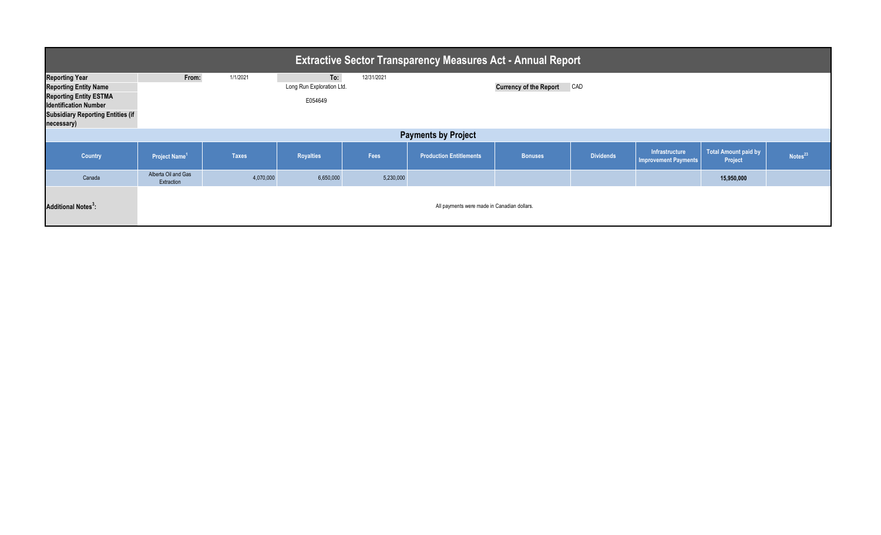# Extractive Sector Transparency Measures Act - Annual Report

| | | | | | |
|---|---|---|---|---|---|
| **Reporting Year** | **From:** | 1/1/2021 | **To:** | 12/31/2021 | |
| **Reporting Entity Name** | | Long Run Exploration Ltd. | | **Currency of the Report** | CAD |
| **Reporting Entity ESTMA Identification Number** | | E054649 | | | |
| **Subsidiary Reporting Entities (if necessary)** | | | | | |

## Payments by Project

| Country | Project Name[1] | Taxes | Royalties | Fees | Production Entitlements | Bonuses | Dividends | Infrastructure Improvement Payments | Total Amount paid by Project | Notes[23] |
|---|---|---|---|---|---|---|---|---|---|---|
| Canada | Alberta Oil and Gas Extraction | 4,070,000 | 6,650,000 | 5,230,000 | | | | | **15,950,000** | |

**Additional Notes[3]:** All payments were made in Canadian dollars.